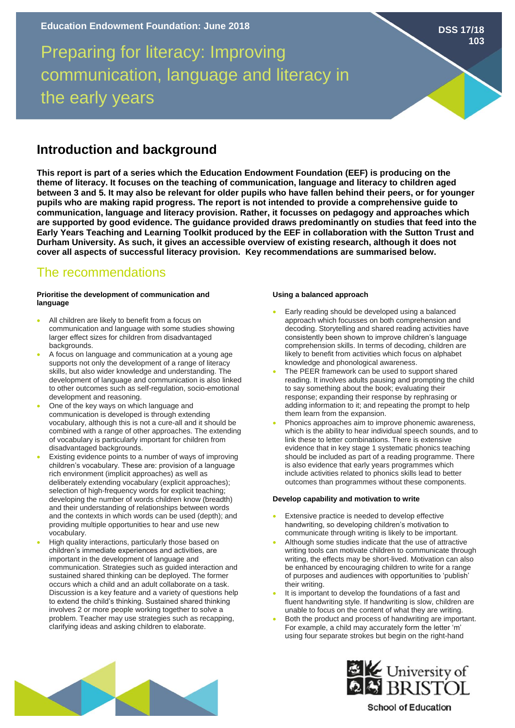Education Endowment Foundation: June 2018

DSS 17/18 103

# Preparing for literacy: Improving communication, language and literacy in the early years

## Introduction and background

**This report is part of a series which the Education Endowment Foundation (EEF) is producing on the theme of literacy. It focuses on the teaching of communication, language and literacy to children aged between 3 and 5. It may also be relevant for older pupils who have fallen behind their peers, or for younger pupils who are making rapid progress. The report is not intended to provide a comprehensive guide to communication, language and literacy provision. Rather, it focusses on pedagogy and approaches which are supported by good evidence. The guidance provided draws predominantly on studies that feed into the Early Years Teaching and Learning Toolkit produced by the EEF in collaboration with the Sutton Trust and Durham University. As such, it gives an accessible overview of existing research, although it does not cover all aspects of successful literacy provision. Key recommendations are summarised below.**

## The recommendations

#### Prioritise the development of communication and language

- All children are likely to benefit from a focus on communication and language with some studies showing larger effect sizes for children from disadvantaged backgrounds.
- A focus on language and communication at a young age supports not only the development of a range of literacy skills, but also wider knowledge and understanding. The development of language and communication is also linked to other outcomes such as self-regulation, socio-emotional development and reasoning.
- One of the key ways on which language and communication is developed is through extending vocabulary, although this is not a cure-all and it should be combined with a range of other approaches. The extending of vocabulary is particularly important for children from disadvantaged backgrounds.
- Existing evidence points to a number of ways of improving children's vocabulary. These are: provision of a language rich environment (implicit approaches) as well as deliberately extending vocabulary (explicit approaches); selection of high-frequency words for explicit teaching; developing the number of words children know (breadth) and their understanding of relationships between words and the contexts in which words can be used (depth); and providing multiple opportunities to hear and use new vocabulary.
- High quality interactions, particularly those based on children's immediate experiences and activities, are important in the development of language and communication. Strategies such as guided interaction and sustained shared thinking can be deployed. The former occurs which a child and an adult collaborate on a task. Discussion is a key feature and a variety of questions help to extend the child's thinking. Sustained shared thinking involves 2 or more people working together to solve a problem. Teacher may use strategies such as recapping, clarifying ideas and asking children to elaborate.

#### Using a balanced approach

- Early reading should be developed using a balanced approach which focusses on both comprehension and decoding. Storytelling and shared reading activities have consistently been shown to improve children's language comprehension skills. In terms of decoding, children are likely to benefit from activities which focus on alphabet knowledge and phonological awareness.
- The PEER framework can be used to support shared reading. It involves adults pausing and prompting the child to say something about the book; evaluating their response; expanding their response by rephrasing or adding information to it; and repeating the prompt to help them learn from the expansion.
- Phonics approaches aim to improve phonemic awareness, which is the ability to hear individual speech sounds, and to link these to letter combinations. There is extensive evidence that in key stage 1 systematic phonics teaching should be included as part of a reading programme. There is also evidence that early years programmes which include activities related to phonics skills lead to better outcomes than programmes without these components.

#### Develop capability and motivation to write

- Extensive practice is needed to develop effective handwriting, so developing children's motivation to communicate through writing is likely to be important.
- Although some studies indicate that the use of attractive writing tools can motivate children to communicate through writing, the effects may be short-lived. Motivation can also be enhanced by encouraging children to write for a range of purposes and audiences with opportunities to 'publish' their writing.
- It is important to develop the foundations of a fast and fluent handwriting style. If handwriting is slow, children are unable to focus on the content of what they are writing.
- Both the product and process of handwriting are important. For example, a child may accurately form the letter 'm' using four separate strokes but begin on the right-hand

University of Bristol
School of Education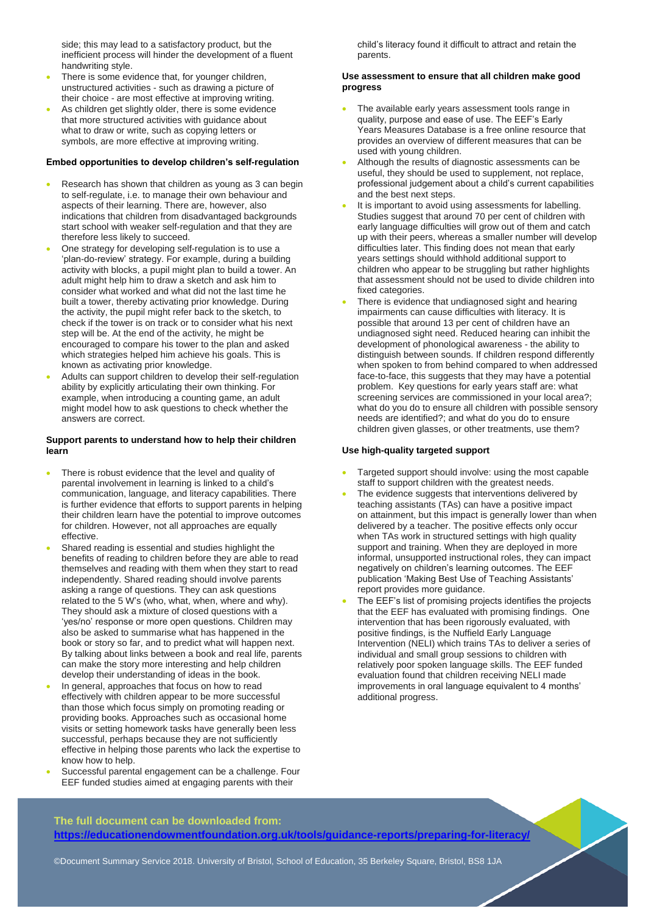side; this may lead to a satisfactory product, but the inefficient process will hinder the development of a fluent handwriting style.

- There is some evidence that, for younger children, unstructured activities - such as drawing a picture of their choice - are most effective at improving writing.
- As children get slightly older, there is some evidence that more structured activities with guidance about what to draw or write, such as copying letters or symbols, are more effective at improving writing.

**Embed opportunities to develop children's self-regulation**

- Research has shown that children as young as 3 can begin to self-regulate, i.e. to manage their own behaviour and aspects of their learning. There are, however, also indications that children from disadvantaged backgrounds start school with weaker self-regulation and that they are therefore less likely to succeed.
- One strategy for developing self-regulation is to use a 'plan-do-review' strategy. For example, during a building activity with blocks, a pupil might plan to build a tower. An adult might help him to draw a sketch and ask him to consider what worked and what did not the last time he built a tower, thereby activating prior knowledge. During the activity, the pupil might refer back to the sketch, to check if the tower is on track or to consider what his next step will be. At the end of the activity, he might be encouraged to compare his tower to the plan and asked which strategies helped him achieve his goals. This is known as activating prior knowledge.
- Adults can support children to develop their self-regulation ability by explicitly articulating their own thinking. For example, when introducing a counting game, an adult might model how to ask questions to check whether the answers are correct.

**Support parents to understand how to help their children learn**

- There is robust evidence that the level and quality of parental involvement in learning is linked to a child's communication, language, and literacy capabilities. There is further evidence that efforts to support parents in helping their children learn have the potential to improve outcomes for children. However, not all approaches are equally effective.
- Shared reading is essential and studies highlight the benefits of reading to children before they are able to read themselves and reading with them when they start to read independently. Shared reading should involve parents asking a range of questions. They can ask questions related to the 5 W's (who, what, when, where and why). They should ask a mixture of closed questions with a 'yes/no' response or more open questions. Children may also be asked to summarise what has happened in the book or story so far, and to predict what will happen next. By talking about links between a book and real life, parents can make the story more interesting and help children develop their understanding of ideas in the book.
- In general, approaches that focus on how to read effectively with children appear to be more successful than those which focus simply on promoting reading or providing books. Approaches such as occasional home visits or setting homework tasks have generally been less successful, perhaps because they are not sufficiently effective in helping those parents who lack the expertise to know how to help.
- Successful parental engagement can be a challenge. Four EEF funded studies aimed at engaging parents with their child's literacy found it difficult to attract and retain the parents.

**Use assessment to ensure that all children make good progress**

- The available early years assessment tools range in quality, purpose and ease of use. The EEF's Early Years Measures Database is a free online resource that provides an overview of different measures that can be used with young children.
- Although the results of diagnostic assessments can be useful, they should be used to supplement, not replace, professional judgement about a child's current capabilities and the best next steps.
- It is important to avoid using assessments for labelling. Studies suggest that around 70 per cent of children with early language difficulties will grow out of them and catch up with their peers, whereas a smaller number will develop difficulties later. This finding does not mean that early years settings should withhold additional support to children who appear to be struggling but rather highlights that assessment should not be used to divide children into fixed categories.
- There is evidence that undiagnosed sight and hearing impairments can cause difficulties with literacy. It is possible that around 13 per cent of children have an undiagnosed sight need. Reduced hearing can inhibit the development of phonological awareness - the ability to distinguish between sounds. If children respond differently when spoken to from behind compared to when addressed face-to-face, this suggests that they may have a potential problem. Key questions for early years staff are: what screening services are commissioned in your local area?; what do you do to ensure all children with possible sensory needs are identified?; and what do you do to ensure children given glasses, or other treatments, use them?

**Use high-quality targeted support**

- Targeted support should involve: using the most capable staff to support children with the greatest needs.
- The evidence suggests that interventions delivered by teaching assistants (TAs) can have a positive impact on attainment, but this impact is generally lower than when delivered by a teacher. The positive effects only occur when TAs work in structured settings with high quality support and training. When they are deployed in more informal, unsupported instructional roles, they can impact negatively on children's learning outcomes. The EEF publication 'Making Best Use of Teaching Assistants' report provides more guidance.
- The EEF's list of promising projects identifies the projects that the EEF has evaluated with promising findings. One intervention that has been rigorously evaluated, with positive findings, is the Nuffield Early Language Intervention (NELI) which trains TAs to deliver a series of individual and small group sessions to children with relatively poor spoken language skills. The EEF funded evaluation found that children receiving NELI made improvements in oral language equivalent to 4 months' additional progress.

**The full document can be downloaded from:**
**https://educationendowmentfoundation.org.uk/tools/guidance-reports/preparing-for-literacy/**

©Document Summary Service 2018. University of Bristol, School of Education, 35 Berkeley Square, Bristol, BS8 1JA